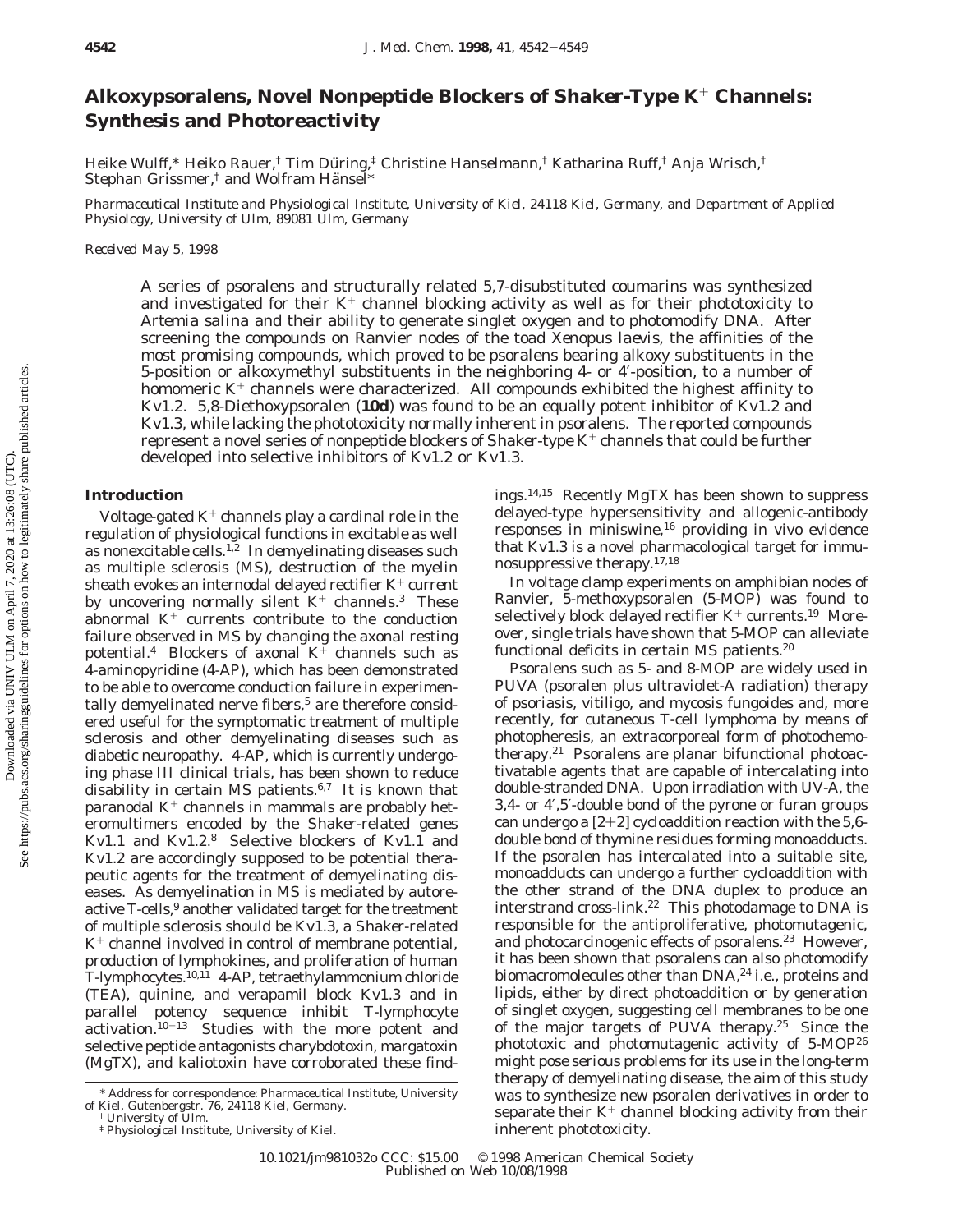# Alkoxypsoralens, Novel Nonpeptide Blockers of *Shaker*-Type $K^+$ Channels: Synthesis and Photoreactivity

Heike Wulff,* Heiko Rauer,† Tim Düring,‡ Christine Hanselmann,† Katharina Ruff,† Anja Wrisch,† Stephan Grissmer,† and Wolfram Hänsel*

*Pharmaceutical Institute and Physiological Institute, University of Kiel, 24118 Kiel, Germany, and Department of Applied Physiology, University of Ulm, 89081 Ulm, Germany*

*Received May 5, 1998*

A series of psoralens and structurally related 5,7-disubstituted coumarins was synthesized and investigated for their $K^+$ channel blocking activity as well as for their phototoxicity to *Artemia salina* and their ability to generate singlet oxygen and to photomodify DNA. After screening the compounds on Ranvier nodes of the toad *Xenopus laevis*, the affinities of the most promising compounds, which proved to be psoralens bearing alkoxy substituents in the 5-position or alkoxymethyl substituents in the neighboring 4- or 4′-position, to a number of homomeric $K^+$ channels were characterized. All compounds exhibited the highest affinity to Kv1.2. 5,8-Diethoxypsoralen (**10d**) was found to be an equally potent inhibitor of Kv1.2 and Kv1.3, while lacking the phototoxicity normally inherent in psoralens. The reported compounds represent a novel series of nonpeptide blockers of *Shaker*-type $K^+$ channels that could be further developed into selective inhibitors of Kv1.2 or Kv1.3.

## Introduction

Voltage-gated $K^+$ channels play a cardinal role in the regulation of physiological functions in excitable as well as nonexcitable cells.[1,2] In demyelinating diseases such as multiple sclerosis (MS), destruction of the myelin sheath evokes an internodal delayed rectifier $K^+$ current by uncovering normally silent $K^+$ channels.[3] These abnormal $K^+$ currents contribute to the conduction failure observed in MS by changing the axonal resting potential.[4] Blockers of axonal $K^+$ channels such as 4-aminopyridine (4-AP), which has been demonstrated to be able to overcome conduction failure in experimentally demyelinated nerve fibers,[5] are therefore considered useful for the symptomatic treatment of multiple sclerosis and other demyelinating diseases such as diabetic neuropathy. 4-AP, which is currently undergoing phase III clinical trials, has been shown to reduce disability in certain MS patients.[6,7] It is known that paranodal $K^+$ channels in mammals are probably heteromultimers encoded by the *Shaker*-related genes Kv1.1 and Kv1.2.[8] Selective blockers of Kv1.1 and Kv1.2 are accordingly supposed to be potential therapeutic agents for the treatment of demyelinating diseases. As demyelination in MS is mediated by autoreactive T-cells,[9] another validated target for the treatment of multiple sclerosis should be Kv1.3, a *Shaker*-related $K^+$ channel involved in control of membrane potential, production of lymphokines, and proliferation of human T-lymphocytes.[10,11] 4-AP, tetraethylammonium chloride (TEA), quinine, and verapamil block Kv1.3 and in parallel potency sequence inhibit T-lymphocyte activation.[10-13] Studies with the more potent and selective peptide antagonists charybdotoxin, margatoxin (MgTX), and kaliotoxin have corroborated these findings.[14,15] Recently MgTX has been shown to suppress delayed-type hypersensitivity and allogenic-antibody responses in miniswine,[16] providing in vivo evidence that Kv1.3 is a novel pharmacological target for immunosuppressive therapy.[17,18]

In voltage clamp experiments on amphibian nodes of Ranvier, 5-methoxypsoralen (5-MOP) was found to selectively block delayed rectifier $K^+$ currents.[19] Moreover, single trials have shown that 5-MOP can alleviate functional deficits in certain MS patients.[20]

Psoralens such as 5- and 8-MOP are widely used in PUVA (psoralen plus ultraviolet-A radiation) therapy of psoriasis, vitiligo, and mycosis fungoides and, more recently, for cutaneous T-cell lymphoma by means of photopheresis, an extracorporeal form of photochemotherapy.[21] Psoralens are planar bifunctional photoactivatable agents that are capable of intercalating into double-stranded DNA. Upon irradiation with UV-A, the 3,4- or 4′,5′-double bond of the pyrone or furan groups can undergo a [2+2] cycloaddition reaction with the 5,6-double bond of thymine residues forming monoadducts. If the psoralen has intercalated into a suitable site, monoadducts can undergo a further cycloaddition with the other strand of the DNA duplex to produce an interstrand cross-link.[22] This photodamage to DNA is responsible for the antiproliferative, photomutagenic, and photocarcinogenic effects of psoralens.[23] However, it has been shown that psoralens can also photomodify biomacromolecules other than DNA,[24] i.e., proteins and lipids, either by direct photoaddition or by generation of singlet oxygen, suggesting cell membranes to be one of the major targets of PUVA therapy.[25] Since the phototoxic and photomutagenic activity of 5-MOP[26] might pose serious problems for its use in the long-term therapy of demyelinating disease, the aim of this study was to synthesize new psoralen derivatives in order to separate their $K^+$ channel blocking activity from their inherent phototoxicity.

\* Address for correspondence: Pharmaceutical Institute, University of Kiel, Gutenbergstr. 76, 24118 Kiel, Germany.
† University of Ulm.
‡ Physiological Institute, University of Kiel.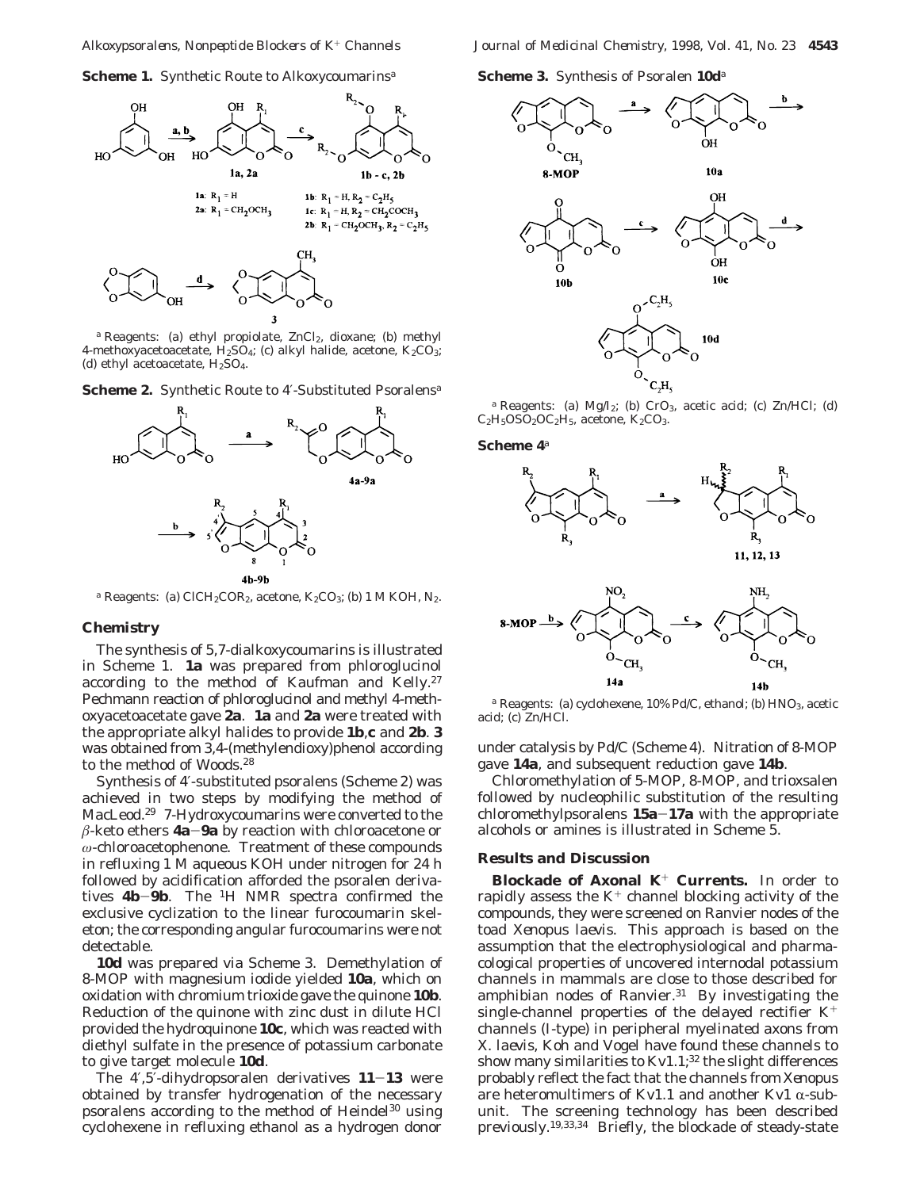**Scheme 1.** Synthetic Route to Alkoxycoumarins[a]

1a: $R_1$ = H
2a: $R_1$ = $CH_2OCH_3$

1b: $R_1$ = H, $R_2$ = $C_2H_5$
1c: $R_1$ = H, $R_2$ = $CH_2COCH_3$
2b: $R_1$ = $CH_2OCH_3$, $R_2$ = $C_2H_5$

[a] Reagents: (a) ethyl propiolate, $ZnCl_2$, dioxane; (b) methyl 4-methoxyacetoacetate, $H_2SO_4$; (c) alkyl halide, acetone, $K_2CO_3$; (d) ethyl acetoacetate, $H_2SO_4$.

**Scheme 2.** Synthetic Route to 4′-Substituted Psoralens[a]

[a] Reagents: (a) $ClCH_2COR_2$, acetone, $K_2CO_3$; (b) 1 M KOH, $N_2$.

## Chemistry

The synthesis of 5,7-dialkoxycoumarins is illustrated in Scheme 1. **1a** was prepared from phloroglucinol according to the method of Kaufman and Kelly.[27] Pechmann reaction of phloroglucinol and methyl 4-methoxyacetoacetate gave **2a**. **1a** and **2a** were treated with the appropriate alkyl halides to provide **1b**,**c** and **2b**. **3** was obtained from 3,4-(methylendioxy)phenol according to the method of Woods.[28]

Synthesis of 4′-substituted psoralens (Scheme 2) was achieved in two steps by modifying the method of MacLeod.[29] 7-Hydroxycoumarins were converted to the β-keto ethers **4a**–**9a** by reaction with chloroacetone or ω-chloroacetophenone. Treatment of these compounds in refluxing 1 M aqueous KOH under nitrogen for 24 h followed by acidification afforded the psoralen derivatives **4b**–**9b**. The $^1$H NMR spectra confirmed the exclusive cyclization to the linear furocoumarin skeleton; the corresponding angular furocoumarins were not detectable.

**10d** was prepared via Scheme 3. Demethylation of 8-MOP with magnesium iodide yielded **10a**, which on oxidation with chromium trioxide gave the quinone **10b**. Reduction of the quinone with zinc dust in dilute HCl provided the hydroquinone **10c**, which was reacted with diethyl sulfate in the presence of potassium carbonate to give target molecule **10d**.

The 4′,5′-dihydropsoralen derivatives **11**–**13** were obtained by transfer hydrogenation of the necessary psoralens according to the method of Heindel[30] using cyclohexene in refluxing ethanol as a hydrogen donor under catalysis by Pd/C (Scheme 4). Nitration of 8-MOP gave **14a**, and subsequent reduction gave **14b**.

Chloromethylation of 5-MOP, 8-MOP, and trioxsalen followed by nucleophilic substitution of the resulting chloromethylpsoralens **15a**–**17a** with the appropriate alcohols or amines is illustrated in Scheme 5.

**Scheme 3.** Synthesis of Psoralen **10d**[a]

[a] Reagents: (a) $Mg/I_2$; (b) $CrO_3$, acetic acid; (c) Zn/HCl; (d) $C_2H_5OSO_2OC_2H_5$, acetone, $K_2CO_3$.

**Scheme 4**[a]

[a] Reagents: (a) cyclohexene, 10% Pd/C, ethanol; (b) $HNO_3$, acetic acid; (c) Zn/HCl.

## Results and Discussion

**Blockade of Axonal $K^+$ Currents.** In order to rapidly assess the $K^+$ channel blocking activity of the compounds, they were screened on Ranvier nodes of the toad *Xenopus laevis*. This approach is based on the assumption that the electrophysiological and pharmacological properties of uncovered internodal potassium channels in mammals are close to those described for amphibian nodes of Ranvier.[31] By investigating the single-channel properties of the delayed rectifier $K^+$ channels (I-type) in peripheral myelinated axons from *X. laevis*, Koh and Vogel have found these channels to show many similarities to Kv1.1;[32] the slight differences probably reflect the fact that the channels from *Xenopus* are heteromultimers of Kv1.1 and another Kv1 α-subunit. The screening technology has been described previously.[19,33,34] Briefly, the blockade of steady-state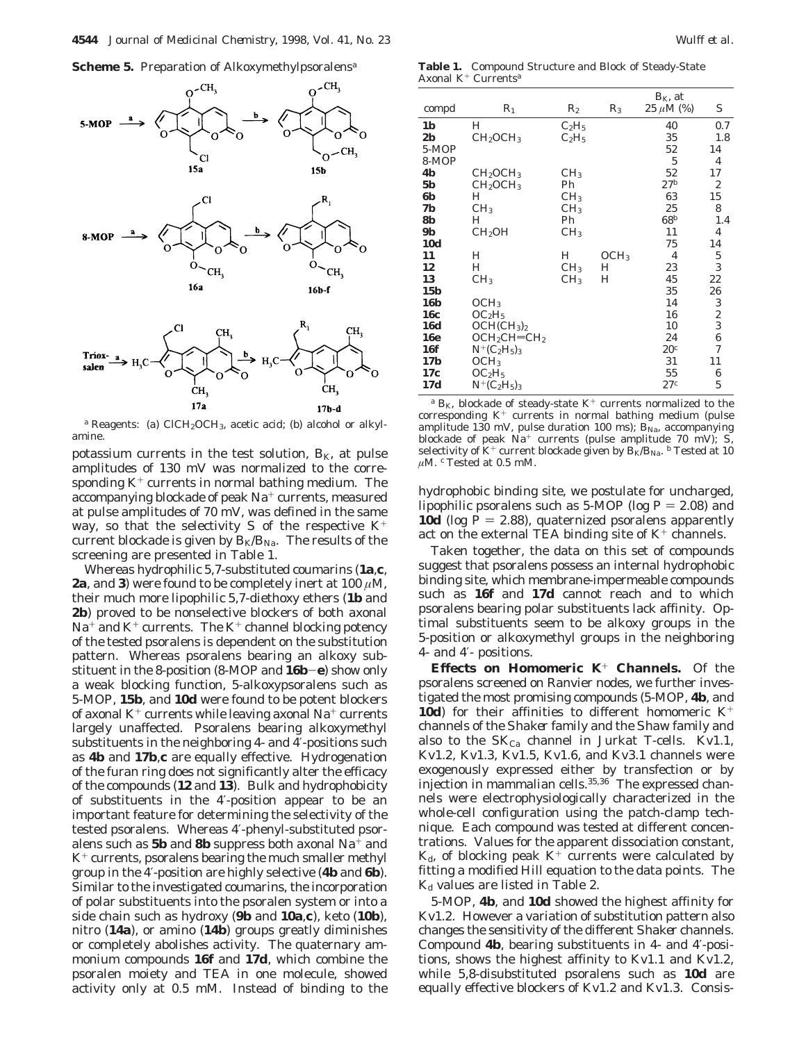**Scheme 5.** Preparation of Alkoxymethylpsoralens[a]

[a] Reagents: (a) $ClCH_2OCH_3$, acetic acid; (b) alcohol or alkylamine.

potassium currents in the test solution, $B_K$, at pulse amplitudes of 130 mV was normalized to the corresponding $K^+$ currents in normal bathing medium. The accompanying blockade of peak $Na^+$ currents, measured at pulse amplitudes of 70 mV, was defined in the same way, so that the selectivity S of the respective $K^+$ current blockade is given by $B_K/B_{Na}$. The results of the screening are presented in Table 1.

Whereas hydrophilic 5,7-substituted coumarins (**1a**,**c**, **2a**, and **3**) were found to be completely inert at 100 $\mu$M, their much more lipophilic 5,7-diethoxy ethers (**1b** and **2b**) proved to be nonselective blockers of both axonal $Na^+$ and $K^+$ currents. The $K^+$ channel blocking potency of the tested psoralens is dependent on the substitution pattern. Whereas psoralens bearing an alkoxy substituent in the 8-position (8-MOP and **16b**–**e**) show only a weak blocking function, 5-alkoxypsoralens such as 5-MOP, **15b**, and **10d** were found to be potent blockers of axonal $K^+$ currents while leaving axonal $Na^+$ currents largely unaffected. Psoralens bearing alkoxymethyl substituents in the neighboring 4- and 4′-positions such as **4b** and **17b**,**c** are equally effective. Hydrogenation of the furan ring does not significantly alter the efficacy of the compounds (**12** and **13**). Bulk and hydrophobicity of substituents in the 4′-position appear to be an important feature for determining the selectivity of the tested psoralens. Whereas 4′-phenyl-substituted psoralens such as **5b** and **8b** suppress both axonal $Na^+$ and $K^+$ currents, psoralens bearing the much smaller methyl group in the 4′-position are highly selective (**4b** and **6b**). Similar to the investigated coumarins, the incorporation of polar substituents into the psoralen system or into a side chain such as hydroxy (**9b** and **10a**,**c**), keto (**10b**), nitro (**14a**), or amino (**14b**) groups greatly diminishes or completely abolishes activity. The quaternary ammonium compounds **16f** and **17d**, which combine the psoralen moiety and TEA in one molecule, showed activity only at 0.5 mM. Instead of binding to the

**Table 1.** Compound Structure and Block of Steady-State Axonal $K^+$ Currents[a]

| compd | $R_1$ | $R_2$ | $R_3$ | $B_K$, at 25 $\mu$M (%) | S |
|---|---|---|---|---|---|
| **1b** | H | $C_2H_5$ | | 40 | 0.7 |
| **2b** | $CH_2OCH_3$ | $C_2H_5$ | | 35 | 1.8 |
| 5-MOP | | | | 52 | 14 |
| 8-MOP | | | | 5 | 4 |
| **4b** | $CH_2OCH_3$ | $CH_3$ | | 52 | 17 |
| **5b** | $CH_2OCH_3$ | Ph | | 27[b] | 2 |
| **6b** | H | $CH_3$ | | 63 | 15 |
| **7b** | $CH_3$ | $CH_3$ | | 25 | 8 |
| **8b** | H | Ph | | 68[b] | 1.4 |
| **9b** | $CH_2OH$ | $CH_3$ | | 11 | 4 |
| **10d** | | | | 75 | 14 |
| **11** | H | H | $OCH_3$ | 4 | 5 |
| **12** | H | $CH_3$ | H | 23 | 3 |
| **13** | $CH_3$ | $CH_3$ | H | 45 | 22 |
| **15b** | | | | 35 | 26 |
| **16b** | $OCH_3$ | | | 14 | 3 |
| **16c** | $OC_2H_5$ | | | 16 | 2 |
| **16d** | $OCH(CH_3)_2$ | | | 10 | 3 |
| **16e** | $OCH_2CH{=}CH_2$ | | | 24 | 6 |
| **16f** | $N^+(C_2H_5)_3$ | | | 20[c] | 7 |
| **17b** | $OCH_3$ | | | 31 | 11 |
| **17c** | $OC_2H_5$ | | | 55 | 6 |
| **17d** | $N^+(C_2H_5)_3$ | | | 27[c] | 5 |

[a] $B_K$, blockade of steady-state $K^+$ currents normalized to the corresponding $K^+$ currents in normal bathing medium (pulse amplitude 130 mV, pulse duration 100 ms); $B_{Na}$, accompanying blockade of peak $Na^+$ currents (pulse amplitude 70 mV); S, selectivity of $K^+$ current blockade given by $B_K/B_{Na}$. [b] Tested at 10 $\mu$M. [c] Tested at 0.5 mM.

hydrophobic binding site, we postulate for uncharged, lipophilic psoralens such as 5-MOP (log P = 2.08) and **10d** (log P = 2.88), quaternized psoralens apparently act on the external TEA binding site of $K^+$ channels.

Taken together, the data on this set of compounds suggest that psoralens possess an internal hydrophobic binding site, which membrane-impermeable compounds such as **16f** and **17d** cannot reach and to which psoralens bearing polar substituents lack affinity. Optimal substituents seem to be alkoxy groups in the 5-position or alkoxymethyl groups in the neighboring 4- and 4′- positions.

**Effects on Homomeric $K^+$ Channels.** Of the psoralens screened on Ranvier nodes, we further investigated the most promising compounds (5-MOP, **4b**, and **10d**) for their affinities to different homomeric $K^+$ channels of the *Shaker* family and the *Shaw* family and also to the $SK_{Ca}$ channel in Jurkat T-cells. Kv1.1, Kv1.2, Kv1.3, Kv1.5, Kv1.6, and Kv3.1 channels were exogenously expressed either by transfection or by injection in mammalian cells.[35,36] The expressed channels were electrophysiologically characterized in the whole-cell configuration using the patch-clamp technique. Each compound was tested at different concentrations. Values for the apparent dissociation constant, $K_d$, of blocking peak $K^+$ currents were calculated by fitting a modified Hill equation to the data points. The $K_d$ values are listed in Table 2.

5-MOP, **4b**, and **10d** showed the highest affinity for Kv1.2. However a variation of substitution pattern also changes the sensitivity of the different *Shaker* channels. Compound **4b**, bearing substituents in 4- and 4′-positions, shows the highest affinity to Kv1.1 and Kv1.2, while 5,8-disubstituted psoralens such as **10d** are equally effective blockers of Kv1.2 and Kv1.3. Consis-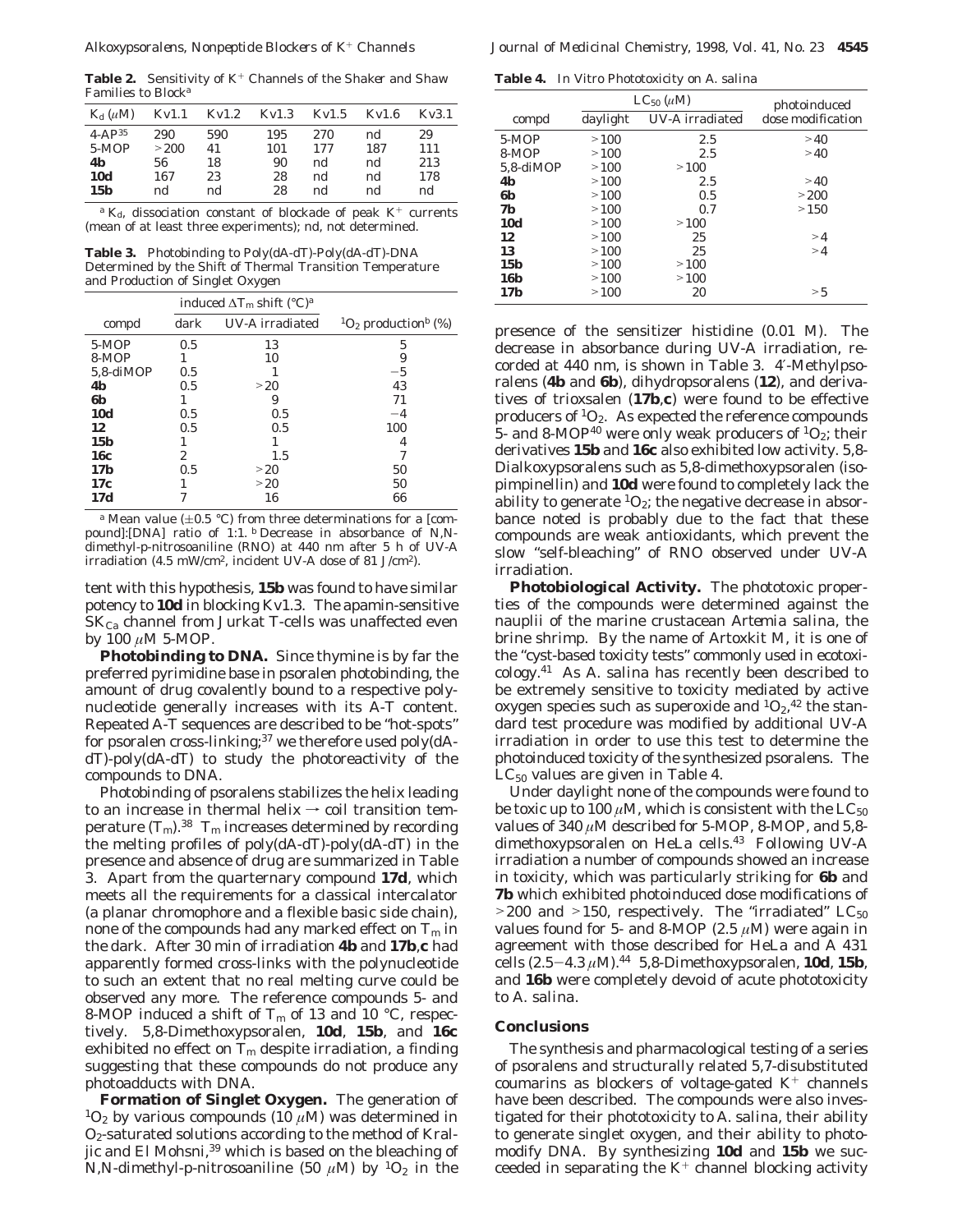**Table 2.** Sensitivity of $K^+$ Channels of the Shaker and Shaw Families to Block[a]

| $K_d$ ($\mu$M) | Kv1.1 | Kv1.2 | Kv1.3 | Kv1.5 | Kv1.6 | Kv3.1 |
|---|---|---|---|---|---|---|
| 4-AP[35] | 290 | 590 | 195 | 270 | nd | 29 |
| 5-MOP | >200 | 41 | 101 | 177 | 187 | 111 |
| **4b** | 56 | 18 | 90 | nd | nd | 213 |
| **10d** | 167 | 23 | 28 | nd | nd | 178 |
| **15b** | nd | nd | 28 | nd | nd | nd |

[a] $K_d$, dissociation constant of blockade of peak $K^+$ currents (mean of at least three experiments); nd, not determined.

**Table 3.** Photobinding to Poly(dA-dT)-Poly(dA-dT)-DNA Determined by the Shift of Thermal Transition Temperature and Production of Singlet Oxygen

| compd | induced $\Delta T_m$ shift (°C)[a] | | $^1O_2$ production[b] (%) |
|---|---|---|---|
| | dark | UV-A irradiated | |
| 5-MOP | 0.5 | 13 | 5 |
| 8-MOP | 1 | 10 | 9 |
| 5,8-diMOP | 0.5 | 1 | −5 |
| **4b** | 0.5 | >20 | 43 |
| **6b** | 1 | 9 | 71 |
| **10d** | 0.5 | 0.5 | −4 |
| **12** | 0.5 | 0.5 | 100 |
| **15b** | 1 | 1 | 4 |
| **16c** | 2 | 1.5 | 7 |
| **17b** | 0.5 | >20 | 50 |
| **17c** | 1 | >20 | 50 |
| **17d** | 7 | 16 | 66 |

[a] Mean value (±0.5 °C) from three determinations for a [compound]:[DNA] ratio of 1:1. [b] Decrease in absorbance of *N*,*N*-dimethyl-*p*-nitrosoaniline (RNO) at 440 nm after 5 h of UV-A irradiation (4.5 mW/cm$^2$, incident UV-A dose of 81 J/cm$^2$).

tent with this hypothesis, **15b** was found to have similar potency to **10d** in blocking Kv1.3. The apamin-sensitive $SK_{Ca}$ channel from Jurkat T-cells was unaffected even by 100 $\mu$M 5-MOP.

**Photobinding to DNA.** Since thymine is by far the preferred pyrimidine base in psoralen photobinding, the amount of drug covalently bound to a respective polynucleotide generally increases with its A-T content. Repeated A-T sequences are described to be "hot-spots" for psoralen cross-linking;[37] we therefore used poly(dA-dT)-poly(dA-dT) to study the photoreactivity of the compounds to DNA.

Photobinding of psoralens stabilizes the helix leading to an increase in thermal helix → coil transition temperature ($T_m$).[38] $T_m$ increases determined by recording the melting profiles of poly(dA-dT)-poly(dA-dT) in the presence and absence of drug are summarized in Table 3. Apart from the quarternary compound **17d**, which meets all the requirements for a classical intercalator (a planar chromophore and a flexible basic side chain), none of the compounds had any marked effect on $T_m$ in the dark. After 30 min of irradiation **4b** and **17b**,**c** had apparently formed cross-links with the polynucleotide to such an extent that no real melting curve could be observed any more. The reference compounds 5- and 8-MOP induced a shift of $T_m$ of 13 and 10 °C, respectively. 5,8-Dimethoxypsoralen, **10d**, **15b**, and **16c** exhibited no effect on $T_m$ despite irradiation, a finding suggesting that these compounds do not produce any photoadducts with DNA.

**Formation of Singlet Oxygen.** The generation of $^1O_2$ by various compounds (10 $\mu$M) was determined in $O_2$-saturated solutions according to the method of Kraljic and El Mohsni,[39] which is based on the bleaching of *N*,*N*-dimethyl-*p*-nitrosoaniline (50 $\mu$M) by $^1O_2$ in the presence of the sensitizer histidine (0.01 M). The decrease in absorbance during UV-A irradiation, recorded at 440 nm, is shown in Table 3. 4′-Methylpsoralens (**4b** and **6b**), dihydropsoralens (**12**), and derivatives of trioxsalen (**17b**,**c**) were found to be effective producers of $^1O_2$. As expected the reference compounds 5- and 8-MOP[40] were only weak producers of $^1O_2$; their derivatives **15b** and **16c** also exhibited low activity. 5,8-Dialkoxypsoralens such as 5,8-dimethoxypsoralen (isopimpinellin) and **10d** were found to completely lack the ability to generate $^1O_2$; the negative decrease in absorbance noted is probably due to the fact that these compounds are weak antioxidants, which prevent the slow "self-bleaching" of RNO observed under UV-A irradiation.

**Table 4.** In Vitro Phototoxicity on *A. salina*

| compd | $LC_{50}$ ($\mu$M) | | photoinduced dose modification |
|---|---|---|---|
| | daylight | UV-A irradiated | |
| 5-MOP | >100 | 2.5 | >40 |
| 8-MOP | >100 | 2.5 | >40 |
| 5,8-diMOP | >100 | >100 | |
| **4b** | >100 | 2.5 | >40 |
| **6b** | >100 | 0.5 | >200 |
| **7b** | >100 | 0.7 | >150 |
| **10d** | >100 | >100 | |
| **12** | >100 | 25 | >4 |
| **13** | >100 | 25 | >4 |
| **15b** | >100 | >100 | |
| **16b** | >100 | >100 | |
| **17b** | >100 | 20 | >5 |

**Photobiological Activity.** The phototoxic properties of the compounds were determined against the nauplii of the marine crustacean *Artemia salina*, the brine shrimp. By the name of Artoxkit M, it is one of the "cyst-based toxicity tests" commonly used in ecotoxicology.[41] As *A. salina* has recently been described to be extremely sensitive to toxicity mediated by active oxygen species such as superoxide and $^1O_2$,[42] the standard test procedure was modified by additional UV-A irradiation in order to use this test to determine the photoinduced toxicity of the synthesized psoralens. The $LC_{50}$ values are given in Table 4.

Under daylight none of the compounds were found to be toxic up to 100 $\mu$M, which is consistent with the $LC_{50}$ values of 340 $\mu$M described for 5-MOP, 8-MOP, and 5,8-dimethoxypsoralen on HeLa cells.[43] Following UV-A irradiation a number of compounds showed an increase in toxicity, which was particularly striking for **6b** and **7b** which exhibited photoinduced dose modifications of >200 and >150, respectively. The "irradiated" $LC_{50}$ values found for 5- and 8-MOP (2.5 $\mu$M) were again in agreement with those described for HeLa and A 431 cells (2.5−4.3 $\mu$M).[44] 5,8-Dimethoxypsoralen, **10d**, **15b**, and **16b** were completely devoid of acute phototoxicity to *A. salina*.

## Conclusions

The synthesis and pharmacological testing of a series of psoralens and structurally related 5,7-disubstituted coumarins as blockers of voltage-gated $K^+$ channels have been described. The compounds were also investigated for their phototoxicity to *A. salina*, their ability to generate singlet oxygen, and their ability to photomodify DNA. By synthesizing **10d** and **15b** we succeeded in separating the $K^+$ channel blocking activity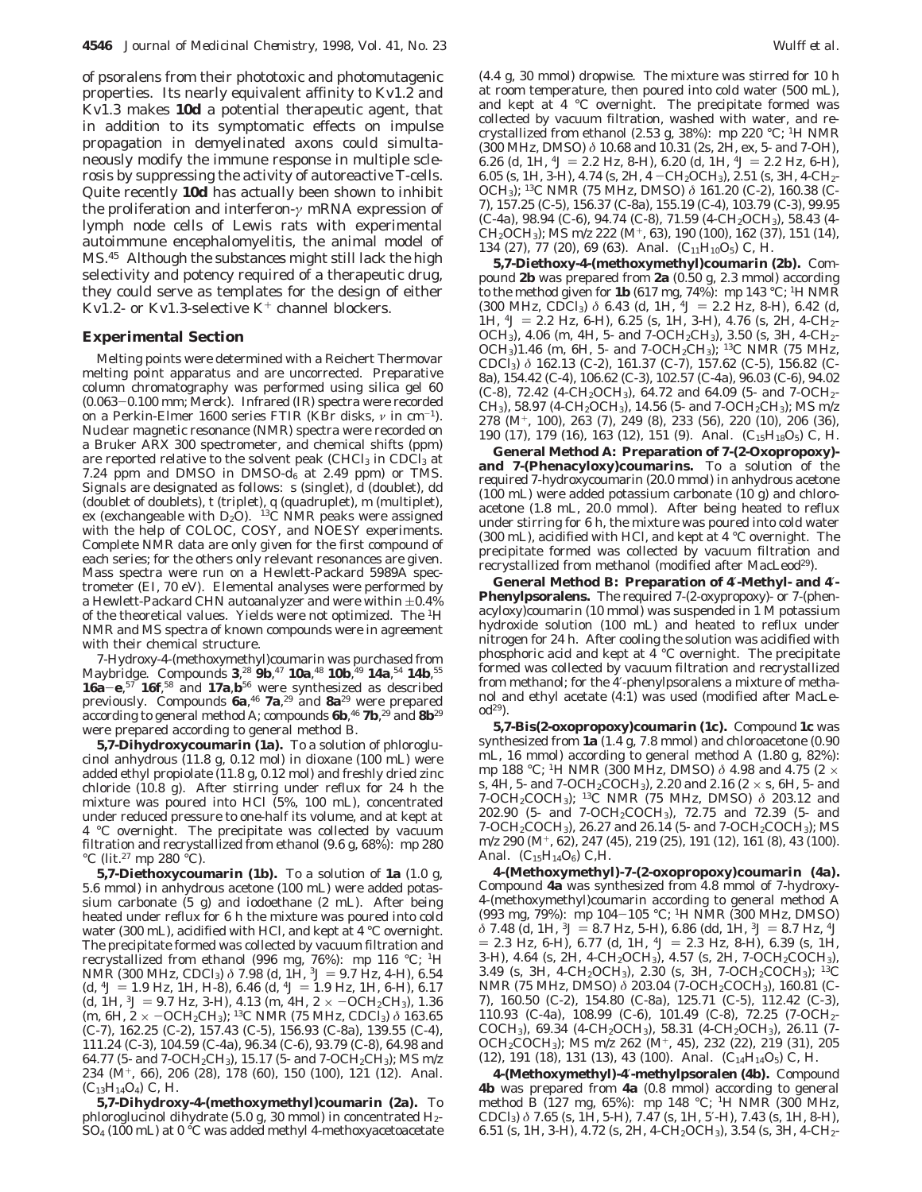of psoralens from their phototoxic and photomutagenic properties. Its nearly equivalent affinity to Kv1.2 and Kv1.3 makes **10d** a potential therapeutic agent, that in addition to its symptomatic effects on impulse propagation in demyelinated axons could simultaneously modify the immune response in multiple sclerosis by suppressing the activity of autoreactive T-cells. Quite recently **10d** has actually been shown to inhibit the proliferation and interferon-$\gamma$ mRNA expression of lymph node cells of Lewis rats with experimental autoimmune encephalomyelitis, the animal model of MS.[45] Although the substances might still lack the high selectivity and potency required of a therapeutic drug, they could serve as templates for the design of either Kv1.2- or Kv1.3-selective $K^+$ channel blockers.

## Experimental Section

Melting points were determined with a Reichert Thermovar melting point apparatus and are uncorrected. Preparative column chromatography was performed using silica gel 60 (0.063–0.100 mm; Merck). Infrared (IR) spectra were recorded on a Perkin-Elmer 1600 series FTIR (KBr disks, $\nu$ in cm$^{-1}$). Nuclear magnetic resonance (NMR) spectra were recorded on a Bruker ARX 300 spectrometer, and chemical shifts (ppm) are reported relative to the solvent peak ($CHCl_3$ in $CDCl_3$ at 7.24 ppm and DMSO in DMSO-$d_6$ at 2.49 ppm) or TMS. Signals are designated as follows: s (singlet), d (doublet), dd (doublet of doublets), t (triplet), q (quadruplet), m (multiplet), ex (exchangeable with $D_2O$). $^{13}C$ NMR peaks were assigned with the help of COLOC, COSY, and NOESY experiments. Complete NMR data are only given for the first compound of each series; for the others only relevant resonances are given. Mass spectra were run on a Hewlett-Packard 5989A spectrometer (EI, 70 eV). Elemental analyses were performed by a Hewlett-Packard CHN autoanalyzer and were within ±0.4% of the theoretical values. Yields were not optimized. The $^1H$ NMR and MS spectra of known compounds were in agreement with their chemical structure.

7-Hydroxy-4-(methoxymethyl)coumarin was purchased from Maybridge. Compounds **3**,[28] **9b**,[47] **10a**,[48] **10b**,[49] **14a**,[54] **14b**,[55] **16a–e**,[57] **16f**,[58] and **17a**,**b**[56] were synthesized as described previously. Compounds **6a**,[46] **7a**,[29] and **8a**[29] were prepared according to general method A; compounds **6b**,[46] **7b**,[29] and **8b**[29] were prepared according to general method B.

**5,7-Dihydroxycoumarin (1a).** To a solution of phloroglucinol anhydrous (11.8 g, 0.12 mol) in dioxane (100 mL) were added ethyl propiolate (11.8 g, 0.12 mol) and freshly dried zinc chloride (10.8 g). After stirring under reflux for 24 h the mixture was poured into HCl (5%, 100 mL), concentrated under reduced pressure to one-half its volume, and at kept at 4 °C overnight. The precipitate was collected by vacuum filtration and recrystallized from ethanol (9.6 g, 68%): mp 280 °C (lit.[27] mp 280 °C).

**5,7-Diethoxycoumarin (1b).** To a solution of **1a** (1.0 g, 5.6 mmol) in anhydrous acetone (100 mL) were added potassium carbonate (5 g) and iodoethane (2 mL). After being heated under reflux for 6 h the mixture was poured into cold water (300 mL), acidified with HCl, and kept at 4 °C overnight. The precipitate formed was collected by vacuum filtration and recrystallized from ethanol (996 mg, 76%): mp 116 °C; $^1H$ NMR (300 MHz, $CDCl_3$) $\delta$ 7.98 (d, 1H, $^3J$ = 9.7 Hz, 4-H), 6.54 (d, $^4J$ = 1.9 Hz, 1H, H-8), 6.46 (d, $^4J$ = 1.9 Hz, 1H, 6-H), 6.17 (d, 1H, $^3J$ = 9.7 Hz, 3-H), 4.13 (m, 4H, 2 × $-OCH_2CH_3$), 1.36 (m, 6H, 2 × $-OCH_2CH_3$); $^{13}C$ NMR (75 MHz, $CDCl_3$) $\delta$ 163.65 (C-7), 162.25 (C-2), 157.43 (C-5), 156.93 (C-8a), 139.55 (C-4), 111.24 (C-3), 104.59 (C-4a), 96.34 (C-6), 93.79 (C-8), 64.98 and 64.77 (5- and 7-$OCH_2CH_3$), 15.17 (5- and 7-$OCH_2CH_3$); MS *m/z* 234 (M$^+$, 66), 206 (28), 178 (60), 150 (100), 121 (12). Anal. ($C_{13}H_{14}O_4$) C, H.

**5,7-Dihydroxy-4-(methoxymethyl)coumarin (2a).** To phloroglucinol dihydrate (5.0 g, 30 mmol) in concentrated $H_2SO_4$ (100 mL) at 0 °C was added methyl 4-methoxyacetoacetate (4.4 g, 30 mmol) dropwise. The mixture was stirred for 10 h at room temperature, then poured into cold water (500 mL), and kept at 4 °C overnight. The precipitate formed was collected by vacuum filtration, washed with water, and recrystallized from ethanol (2.53 g, 38%): mp 220 °C; $^1H$ NMR (300 MHz, DMSO) $\delta$ 10.68 and 10.31 (2s, 2H, ex, 5- and 7-OH), 6.26 (d, 1H, $^4J$ = 2.2 Hz, 8-H), 6.20 (d, 1H, $^4J$ = 2.2 Hz, 6-H), 6.05 (s, 1H, 3-H), 4.74 (s, 2H, 4 $-CH_2OCH_3$), 2.51 (s, 3H, 4-$CH_2OCH_3$); $^{13}C$ NMR (75 MHz, DMSO) $\delta$ 161.20 (C-2), 160.38 (C-7), 157.25 (C-5), 156.37 (C-8a), 155.19 (C-4), 103.79 (C-3), 99.95 (C-4a), 98.94 (C-6), 94.74 (C-8), 71.59 (4-$CH_2OCH_3$), 58.43 (4-$CH_2OCH_3$); MS *m/z* 222 (M$^+$, 63), 190 (100), 162 (37), 151 (14), 134 (27), 77 (20), 69 (63). Anal. ($C_{11}H_{10}O_5$) C, H.

**5,7-Diethoxy-4-(methoxymethyl)coumarin (2b).** Compound **2b** was prepared from **2a** (0.50 g, 2.3 mmol) according to the method given for **1b** (617 mg, 74%): mp 143 °C; $^1H$ NMR (300 MHz, $CDCl_3$) $\delta$ 6.43 (d, 1H, $^4J$ = 2.2 Hz, 8-H), 6.42 (d, 1H, $^4J$ = 2.2 Hz, 6-H), 6.25 (s, 1H, 3-H), 4.76 (s, 2H, 4-$CH_2OCH_3$), 4.06 (m, 4H, 5- and 7-$OCH_2CH_3$), 3.50 (s, 3H, 4-$CH_2OCH_3$)1.46 (m, 6H, 5- and 7-$OCH_2CH_3$); $^{13}C$ NMR (75 MHz, $CDCl_3$) $\delta$ 162.13 (C-2), 161.37 (C-7), 157.62 (C-5), 156.82 (C-8a), 154.42 (C-4), 106.62 (C-3), 102.57 (C-4a), 96.03 (C-6), 94.02 (C-8), 72.42 (4-$CH_2OCH_3$), 64.72 and 64.09 (5- and 7-$OCH_2CH_3$), 58.97 (4-$CH_2OCH_3$), 14.56 (5- and 7-$OCH_2CH_3$); MS *m/z* 278 (M$^+$, 100), 263 (7), 249 (8), 233 (56), 220 (10), 206 (36), 190 (17), 179 (16), 163 (12), 151 (9). Anal. ($C_{15}H_{18}O_5$) C, H.

**General Method A: Preparation of 7-(2-Oxopropoxy)- and 7-(Phenacyloxy)coumarins.** To a solution of the required 7-hydroxycoumarin (20.0 mmol) in anhydrous acetone (100 mL) were added potassium carbonate (10 g) and chloroacetone (1.8 mL, 20.0 mmol). After being heated to reflux under stirring for 6 h, the mixture was poured into cold water (300 mL), acidified with HCl, and kept at 4 °C overnight. The precipitate formed was collected by vacuum filtration and recrystallized from methanol (modified after MacLeod[29]).

**General Method B: Preparation of 4′-Methyl- and 4′-Phenylpsoralens.** The required 7-(2-oxypropoxy)- or 7-(phenacyloxy)coumarin (10 mmol) was suspended in 1 M potassium hydroxide solution (100 mL) and heated to reflux under nitrogen for 24 h. After cooling the solution was acidified with phosphoric acid and kept at 4 °C overnight. The precipitate formed was collected by vacuum filtration and recrystallized from methanol; for the 4′-phenylpsoralens a mixture of methanol and ethyl acetate (4:1) was used (modified after MacLeod[29]).

**5,7-Bis(2-oxopropoxy)coumarin (1c).** Compound **1c** was synthesized from **1a** (1.4 g, 7.8 mmol) and chloroacetone (0.90 mL, 16 mmol) according to general method A (1.80 g, 82%): mp 188 °C; $^1H$ NMR (300 MHz, DMSO) $\delta$ 4.98 and 4.75 (2 × s, 4H, 5- and 7-$OCH_2COCH_3$), 2.20 and 2.16 (2 × s, 6H, 5- and 7-$OCH_2COCH_3$); $^{13}C$ NMR (75 MHz, DMSO) $\delta$ 203.12 and 202.90 (5- and 7-$OCH_2COCH_3$), 72.75 and 72.39 (5- and 7-$OCH_2COCH_3$), 26.27 and 26.14 (5- and 7-$OCH_2COCH_3$); MS *m/z* 290 (M$^+$, 62), 247 (45), 219 (25), 191 (12), 161 (8), 43 (100). Anal. ($C_{15}H_{14}O_6$) C,H.

**4-(Methoxymethyl)-7-(2-oxopropoxy)coumarin (4a).** Compound **4a** was synthesized from 4.8 mmol of 7-hydroxy-4-(methoxymethyl)coumarin according to general method A (993 mg, 79%): mp 104–105 °C; $^1H$ NMR (300 MHz, DMSO) $\delta$ 7.48 (d, 1H, $^3J$ = 8.7 Hz, 5-H), 6.86 (dd, 1H, $^3J$ = 8.7 Hz, $^4J$ = 2.3 Hz, 6-H), 6.77 (d, 1H, $^4J$ = 2.3 Hz, 8-H), 6.39 (s, 1H, 3-H), 4.64 (s, 2H, 4-$CH_2OCH_3$), 4.57 (s, 2H, 7-$OCH_2COCH_3$), 3.49 (s, 3H, 4-$CH_2OCH_3$), 2.30 (s, 3H, 7-$OCH_2COCH_3$); $^{13}C$ NMR (75 MHz, DMSO) $\delta$ 203.04 (7-$OCH_2COCH_3$), 160.81 (C-7), 160.50 (C-2), 154.80 (C-8a), 125.71 (C-5), 112.42 (C-3), 110.93 (C-4a), 108.99 (C-6), 101.49 (C-8), 72.25 (7-$OCH_2COCH_3$), 69.34 (4-$CH_2OCH_3$), 58.31 (4-$CH_2OCH_3$), 26.11 (7-$OCH_2COCH_3$); MS *m/z* 262 (M$^+$, 45), 232 (22), 219 (31), 205 (12), 191 (18), 131 (13), 43 (100). Anal. ($C_{14}H_{14}O_5$) C, H.

**4-(Methoxymethyl)-4′-methylpsoralen (4b).** Compound **4b** was prepared from **4a** (0.8 mmol) according to general method B (127 mg, 65%): mp 148 °C; $^1H$ NMR (300 MHz, $CDCl_3$) $\delta$ 7.65 (s, 1H, 5-H), 7.47 (s, 1H, 5′-H), 7.43 (s, 1H, 8-H), 6.51 (s, 1H, 3-H), 4.72 (s, 2H, 4-$CH_2OCH_3$), 3.54 (s, 3H, 4-$CH_2$-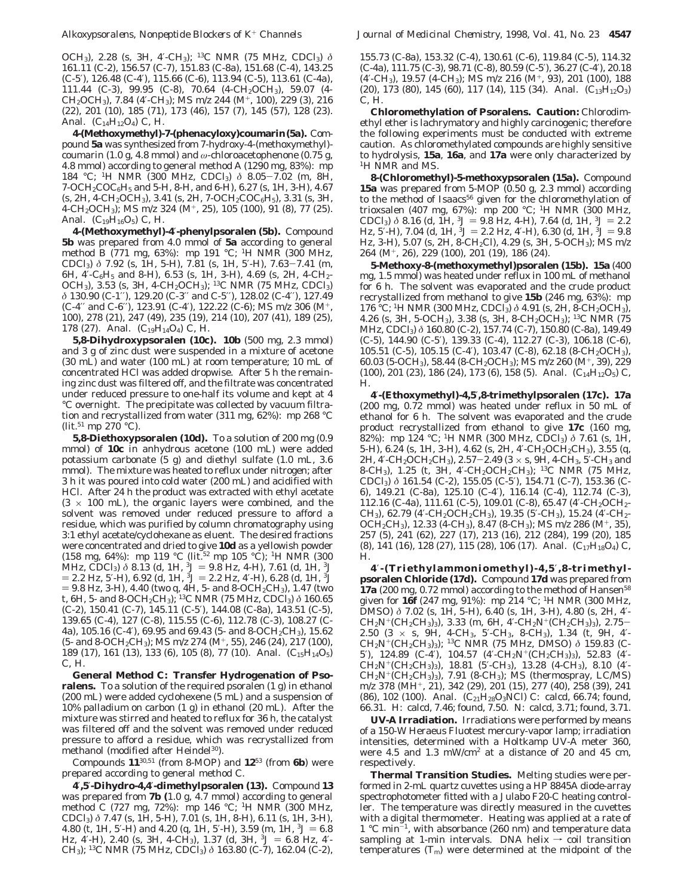OCH$_3$), 2.28 (s, 3H, 4′-CH$_3$); $^{13}$C NMR (75 MHz, CDCl$_3$) δ 161.11 (C-2), 156.57 (C-7), 151.83 (C-8a), 151.68 (C-4), 143.25 (C-5′), 126.48 (C-4′), 115.66 (C-6), 113.94 (C-5), 113.61 (C-4a), 111.44 (C-3), 99.95 (C-8), 70.64 (4-CH$_2$OCH$_3$), 59.07 (4-CH$_2$OCH$_3$), 7.84 (4′-CH$_3$); MS *m/z* 244 (M$^+$, 100), 229 (3), 216 (22), 201 (10), 185 (71), 173 (46), 157 (7), 145 (57), 128 (23). Anal. ($C_{14}H_{12}O_4$) C, H.

**4-(Methoxymethyl)-7-(phenacyloxy)coumarin (5a).** Compound **5a** was synthesized from 7-hydroxy-4-(methoxymethyl)-coumarin (1.0 g, 4.8 mmol) and ω-chloroacetophenone (0.75 g, 4.8 mmol) according to general method A (1290 mg, 83%): mp 184 °C; $^1$H NMR (300 MHz, CDCl$_3$) δ 8.05–7.02 (m, 8H, 7-OCH$_2$COC$_6$H$_5$ and 5-H, 8-H, and 6-H), 6.27 (s, 1H, 3-H), 4.67 (s, 2H, 4-CH$_2$OCH$_3$), 3.41 (s, 2H, 7-OCH$_2$COC$_6$H$_5$), 3.31 (s, 3H, 4-CH$_2$OCH$_3$); MS *m/z* 324 (M$^+$, 25), 105 (100), 91 (8), 77 (25). Anal. ($C_{19}H_{16}O_5$) C, H.

**4-(Methoxymethyl)-4′-phenylpsoralen (5b).** Compound **5b** was prepared from 4.0 mmol of **5a** according to general method B (771 mg, 63%): mp 191 °C; $^1$H NMR (300 MHz, CDCl$_3$) δ 7.92 (s, 1H, 5-H), 7.81 (s, 1H, 5′-H), 7.63–7.41 (m, 6H, 4′-C$_6$H$_5$ and 8-H), 6.53 (s, 1H, 3-H), 4.69 (s, 2H, 4-CH$_2$-OCH$_3$), 3.53 (s, 3H, 4-CH$_2$OCH$_3$); $^{13}$C NMR (75 MHz, CDCl$_3$) δ 130.90 (C-1′′), 129.20 (C-3′′ and C-5′′), 128.02 (C-4′′), 127.49 (C-4′′ and C-6′′), 123.91 (C-4′), 122.22 (C-6); MS *m/z* 306 (M$^+$, 100), 278 (21), 247 (49), 235 (19), 214 (10), 207 (41), 189 (25), 178 (27). Anal. ($C_{19}H_{14}O_4$) C, H.

**5,8-Dihydroxypsoralen (10c).** **10b** (500 mg, 2.3 mmol) and 3 g of zinc dust were suspended in a mixture of acetone (30 mL) and water (100 mL) at room temperature; 10 mL of concentrated HCl was added dropwise. After 5 h the remaining zinc dust was filtered off, and the filtrate was concentrated under reduced pressure to one-half its volume and kept at 4 °C overnight. The precipitate was collected by vacuum filtration and recrystallized from water (311 mg, 62%): mp 268 °C (lit.[51] mp 270 °C).

**5,8-Diethoxypsoralen (10d).** To a solution of 200 mg (0.9 mmol) of **10c** in anhydrous acetone (100 mL) were added potassium carbonate (5 g) and diethyl sulfate (1.0 mL, 3.6 mmol). The mixture was heated to reflux under nitrogen; after 3 h it was poured into cold water (200 mL) and acidified with HCl. After 24 h the product was extracted with ethyl acetate (3 × 100 mL), the organic layers were combined, and the solvent was removed under reduced pressure to afford a residue, which was purified by column chromatography using 3:1 ethyl acetate/cyclohexane as eluent. The desired fractions were concentrated and dried to give **10d** as a yellowish powder (158 mg, 64%): mp 119 °C (lit.[52] mp 105 °C); $^1$H NMR (300 MHz, CDCl$_3$) δ 8.13 (d, 1H, $^3J$ = 9.8 Hz, 4-H), 7.61 (d, 1H, $^3J$ = 2.2 Hz, 5′-H), 6.92 (d, 1H, $^3J$ = 2.2 Hz, 4′-H), 6.28 (d, 1H, $^3J$ = 9.8 Hz, 3-H), 4.40 (two q, 4H, 5- and 8-OCH$_2$CH$_3$), 1.47 (two t, 6H, 5- and 8-OCH$_2$CH$_3$); $^{13}$C NMR (75 MHz, CDCl$_3$) δ 160.65 (C-2), 150.41 (C-7), 145.11 (C-5′), 144.08 (C-8a), 143.51 (C-5), 139.65 (C-4), 127 (C-8), 115.55 (C-6), 112.78 (C-3), 108.27 (C-4a), 105.16 (C-4′), 69.95 and 69.43 (5- and 8-OCH$_2$CH$_3$), 15.62 (5- and 8-OCH$_2$CH$_3$); MS *m/z* 274 (M$^+$, 55), 246 (24), 217 (100), 189 (17), 161 (13), 133 (6), 105 (8), 77 (10). Anal. ($C_{15}H_{14}O_5$) C, H.

**General Method C: Transfer Hydrogenation of Psoralens.** To a solution of the required psoralen (1 g) in ethanol (200 mL) were added cyclohexene (5 mL) and a suspension of 10% palladium on carbon (1 g) in ethanol (20 mL). After the mixture was stirred and heated to reflux for 36 h, the catalyst was filtered off and the solvent was removed under reduced pressure to afford a residue, which was recrystallized from methanol (modified after Heindel[30]).

Compounds **11**[30,51] (from 8-MOP) and **12**[53] (from **6b**) were prepared according to general method C.

**4′,5′-Dihydro-4,4′-dimethylpsoralen (13).** Compound **13** was prepared from **7b** (1.0 g, 4.7 mmol) according to general method C (727 mg, 72%): mp 146 °C; $^1$H NMR (300 MHz, CDCl$_3$) δ 7.47 (s, 1H, 5-H), 7.01 (s, 1H, 8-H), 6.11 (s, 1H, 3-H), 4.80 (t, 1H, 5′-H) and 4.20 (q, 1H, 5′-H), 3.59 (m, 1H, $^3J$ = 6.8 Hz, 4′-H), 2.40 (s, 3H, 4-CH$_3$), 1.37 (d, 3H, $^3J$ = 6.8 Hz, 4′-CH$_3$); $^{13}$C NMR (75 MHz, CDCl$_3$) δ 163.80 (C-7), 162.04 (C-2), 155.73 (C-8a), 153.32 (C-4), 130.61 (C-6), 119.84 (C-5), 114.32 (C-4a), 111.75 (C-3), 98.71 (C-8), 80.59 (C-5′), 36.27 (C-4′), 20.18 (4′-CH$_3$), 19.57 (4-CH$_3$); MS *m/z* 216 (M$^+$, 93), 201 (100), 188 (20), 173 (80), 145 (60), 117 (14), 115 (34). Anal. ($C_{13}H_{12}O_3$) C, H.

**Chloromethylation of Psoralens. Caution:** Chlorodimethyl ether is lachrymatory and highly carcinogenic; therefore the following experiments must be conducted with extreme caution. As chloromethylated compounds are highly sensitive to hydrolysis, **15a**, **16a**, and **17a** were only characterized by $^1$H NMR and MS.

**8-(Chloromethyl)-5-methoxypsoralen (15a).** Compound **15a** was prepared from 5-MOP (0.50 g, 2.3 mmol) according to the method of Isaacs[56] given for the chloromethylation of trioxsalen (407 mg, 67%): mp 200 °C; $^1$H NMR (300 MHz, CDCl$_3$) δ 8.16 (d, 1H, $^3J$ = 9.8 Hz, 4-H), 7.64 (d, 1H, $^3J$ = 2.2 Hz, 5′-H), 7.04 (d, 1H, $^3J$ = 2.2 Hz, 4′-H), 6.30 (d, 1H, $^3J$ = 9.8 Hz, 3-H), 5.07 (s, 2H, 8-CH$_2$Cl), 4.29 (s, 3H, 5-OCH$_3$); MS *m/z* 264 (M$^+$, 26), 229 (100), 201 (19), 186 (24).

**5-Methoxy-8-(methoxymethyl)psoralen (15b).** **15a** (400 mg, 1.5 mmol) was heated under reflux in 100 mL of methanol for 6 h. The solvent was evaporated and the crude product recrystallized from methanol to give **15b** (246 mg, 63%): mp 176 °C; $^1$H NMR (300 MHz, CDCl$_3$) δ 4.91 (s, 2H, 8-CH$_2$OCH$_3$), 4.26 (s, 3H, 5-OCH$_3$), 3.38 (s, 3H, 8-CH$_2$OCH$_3$); $^{13}$C NMR (75 MHz, CDCl$_3$) δ 160.80 (C-2), 157.74 (C-7), 150.80 (C-8a), 149.49 (C-5), 144.90 (C-5′), 139.33 (C-4), 112.27 (C-3), 106.18 (C-6), 105.51 (C-5), 105.15 (C-4′), 103.47 (C-8), 62.18 (8-CH$_2$OCH$_3$), 60.03 (5-OCH$_3$), 58.44 (8-CH$_2$OCH$_3$); MS *m/z* 260 (M$^+$, 39), 229 (100), 201 (23), 186 (24), 173 (6), 158 (5). Anal. ($C_{14}H_{12}O_5$) C, H.

**4′-(Ethoxymethyl)-4,5′,8-trimethylpsoralen (17c).** **17a** (200 mg, 0.72 mmol) was heated under reflux in 50 mL of ethanol for 6 h. The solvent was evaporated and the crude product recrystallized from ethanol to give **17c** (160 mg, 82%): mp 124 °C; $^1$H NMR (300 MHz, CDCl$_3$) δ 7.61 (s, 1H, 5-H), 6.24 (s, 1H, 3-H), 4.62 (s, 2H, 4′-CH$_2$OCH$_2$CH$_3$), 3.55 (q, 2H, 4′-CH$_2$OCH$_2$CH$_3$), 2.57–2.49 (3 × s, 9H, 4-CH$_3$, 5′-CH$_3$ and 8-CH$_3$), 1.25 (t, 3H, 4′-CH$_2$OCH$_2$CH$_3$); $^{13}$C NMR (75 MHz, CDCl$_3$) δ 161.54 (C-2), 155.05 (C-5′), 154.71 (C-7), 153.36 (C-6), 149.21 (C-8a), 125.10 (C-4′), 116.14 (C-4), 112.74 (C-3), 112.16 (C-4a), 111.61 (C-5), 109.01 (C-8), 65.47 (4′-CH$_2$OCH$_2$-CH$_3$), 62.79 (4′-CH$_2$OCH$_2$CH$_3$), 19.35 (5′-CH$_3$), 15.24 (4′-CH$_2$-OCH$_2$CH$_3$), 12.33 (4-CH$_3$), 8.47 (8-CH$_3$); MS *m/z* 286 (M$^+$, 35), 257 (5), 241 (62), 227 (17), 213 (16), 212 (284), 199 (20), 185 (8), 141 (16), 128 (27), 115 (28), 106 (17). Anal. ($C_{17}H_{18}O_4$) C, H.

**4′-(Triethylammoniomethyl)-4,5′,8-trimethylpsoralen Chloride (17d).** Compound **17d** was prepared from **17a** (200 mg, 0.72 mmol) according to the method of Hansen[58] given for **16f** (247 mg, 91%): mp 214 °C; $^1$H NMR (300 MHz, DMSO) δ 7.02 (s, 1H, 5-H), 6.40 (s, 1H, 3-H), 4.80 (s, 2H, 4′-CH$_2$N$^+$(CH$_2$CH$_3$)$_3$), 3.33 (m, 6H, 4′-CH$_2$N$^+$(CH$_2$CH$_3$)$_3$), 2.75–2.50 (3 × s, 9H, 4-CH$_3$, 5′-CH$_3$, 8-CH$_3$), 1.34 (t, 9H, 4′-CH$_2$N$^+$(CH$_2$CH$_3$)$_3$); $^{13}$C NMR (75 MHz, DMSO) δ 159.83 (C-5′), 124.89 (C-4′), 104.57 (4′-CH$_2$N$^+$(CH$_2$CH$_3$)$_3$), 52.83 (4′-CH$_2$N$^+$(CH$_2$CH$_3$)$_3$), 18.81 (5′-CH$_3$), 13.28 (4-CH$_3$), 8.10 (4′-CH$_2$N$^+$(CH$_2$CH$_3$)$_3$), 7.91 (8-CH$_3$); MS (thermospray, LC/MS) *m/z* 378 (MH$^+$, 21), 342 (29), 201 (15), 277 (40), 258 (39), 241 (86), 102 (100). Anal. ($C_{21}H_{28}O_3NCl$) C: calcd, 66.74; found, 66.31. H: calcd, 7.46; found, 7.50. N: calcd, 3.71; found, 3.71.

**UV-A Irradiation.** Irradiations were performed by means of a 150-W Heraeus Fluotest mercury-vapor lamp; irradiation intensities, determined with a Holtkamp UV-A meter 360, were 4.5 and 1.3 mW/cm$^2$ at a distance of 20 and 45 cm, respectively.

**Thermal Transition Studies.** Melting studies were performed in 2-mL quartz cuvettes using a HP 8845A diode-array spectrophotometer fitted with a Julabo F20-C heating controller. The temperature was directly measured in the cuvettes with a digital thermometer. Heating was applied at a rate of 1 °C min$^{-1}$, with absorbance (260 nm) and temperature data sampling at 1-min intervals. DNA helix → coil transition temperatures ($T_m$) were determined at the midpoint of the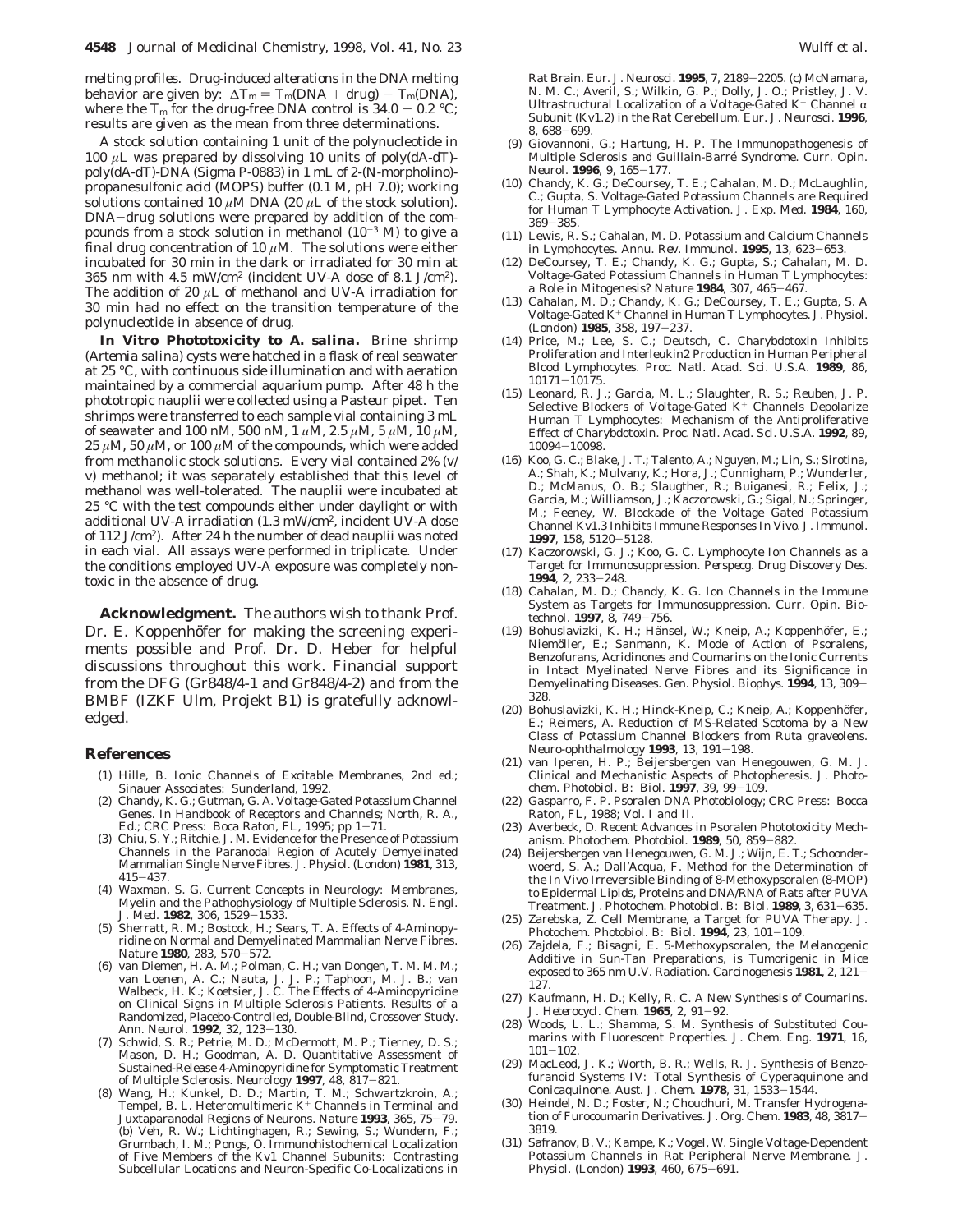melting profiles. Drug-induced alterations in the DNA melting behavior are given by: $\Delta T_m = T_m(\text{DNA} + \text{drug}) - T_m(\text{DNA})$, where the $T_m$ for the drug-free DNA control is $34.0 \pm 0.2$ °C; results are given as the mean from three determinations.

A stock solution containing 1 unit of the polynucleotide in 100 $\mu$L was prepared by dissolving 10 units of poly(dA-dT)-poly(dA-dT)-DNA (Sigma P-0883) in 1 mL of 2-(*N*-morpholino)-propanesulfonic acid (MOPS) buffer (0.1 M, pH 7.0); working solutions contained 10 $\mu$M DNA (20 $\mu$L of the stock solution). DNA–drug solutions were prepared by addition of the compounds from a stock solution in methanol ($10^{-3}$ M) to give a final drug concentration of 10 $\mu$M. The solutions were either incubated for 30 min in the dark or irradiated for 30 min at 365 nm with 4.5 mW/cm$^2$ (incident UV-A dose of 8.1 J/cm$^2$). The addition of 20 $\mu$L of methanol and UV-A irradiation for 30 min had no effect on the transition temperature of the polynucleotide in absence of drug.

**In Vitro Phototoxicity to *A. salina*.** Brine shrimp (*Artemia salina*) cysts were hatched in a flask of real seawater at 25 °C, with continuous side illumination and with aeration maintained by a commercial aquarium pump. After 48 h the phototropic nauplii were collected using a Pasteur pipet. Ten shrimps were transferred to each sample vial containing 3 mL of seawater and 100 nM, 500 nM, 1 $\mu$M, 2.5 $\mu$M, 5 $\mu$M, 10 $\mu$M, 25 $\mu$M, 50 $\mu$M, or 100 $\mu$M of the compounds, which were added from methanolic stock solutions. Every vial contained 2% (v/v) methanol; it was separately established that this level of methanol was well-tolerated. The nauplii were incubated at 25 °C with the test compounds either under daylight or with additional UV-A irradiation (1.3 mW/cm$^2$, incident UV-A dose of 112 J/cm$^2$). After 24 h the number of dead nauplii was noted in each vial. All assays were performed in triplicate. Under the conditions employed UV-A exposure was completely nontoxic in the absence of drug.

**Acknowledgment.** The authors wish to thank Prof. Dr. E. Koppenhöfer for making the screening experiments possible and Prof. Dr. D. Heber for helpful discussions throughout this work. Financial support from the DFG (Gr848/4-1 and Gr848/4-2) and from the BMBF (IZKF Ulm, Projekt B1) is gratefully acknowledged.

## References

(1) Hille, B. *Ionic Channels of Excitable Membranes*, 2nd ed.; Sinauer Associates: Sunderland, 1992.

(2) Chandy, K. G.; Gutman, G. A. Voltage-Gated Potassium Channel Genes. In *Handbook of Receptors and Channels*; North, R. A., Ed.; CRC Press: Boca Raton, FL, 1995; pp 1–71.

(3) Chiu, S. Y.; Ritchie, J. M. Evidence for the Presence of Potassium Channels in the Paranodal Region of Acutely Demyelinated Mammalian Single Nerve Fibres. *J. Physiol. (London)* **1981**, *313*, 415–437.

(4) Waxman, S. G. Current Concepts in Neurology: Membranes, Myelin and the Pathophysiology of Multiple Sclerosis. *N. Engl. J. Med.* **1982**, *306*, 1529–1533.

(5) Sherratt, R. M.; Bostock, H.; Sears, T. A. Effects of 4-Aminopyridine on Normal and Demyelinated Mammalian Nerve Fibres. *Nature* **1980**, *283*, 570–572.

(6) van Diemen, H. A. M.; Polman, C. H.; van Dongen, T. M. M. M.; van Loenen, A. C.; Nauta, J. J. P.; Taphoon, M. J. B.; van Walbeck, H. K.; Koetsier, J. C. The Effects of 4-Aminopyridine on Clinical Signs in Multiple Sclerosis Patients. Results of a Randomized, Placebo-Controlled, Double-Blind, Crossover Study. *Ann. Neurol.* **1992**, *32*, 123–130.

(7) Schwid, S. R.; Petrie, M. D.; McDermott, M. P.; Tierney, D. S.; Mason, D. H.; Goodman, A. D. Quantitative Assessment of Sustained-Release 4-Aminopyridine for Symptomatic Treatment of Multiple Sclerosis. *Neurology* **1997**, *48*, 817–821.

(8) Wang, H.; Kunkel, D. D.; Martin, T. M.; Schwartzkroin, A.; Tempel, B. L. Heteromultimeric K$^+$ Channels in Terminal and Juxtaparanodal Regions of Neurons. *Nature* **1993**, *365*, 75–79. (b) Veh, R. W.; Lichtinghagen, R.; Sewing, S.; Wundern, F.; Grumbach, I. M.; Pongs, O. Immunohistochemical Localization of Five Members of the Kv1 Channel Subunits: Contrasting Subcellular Locations and Neuron-Specific Co-Localizations in Rat Brain. *Eur. J. Neurosci.* **1995**, *7*, 2189–2205. (c) McNamara, N. M. C.; Averil, S.; Wilkin, G. P.; Dolly, J. O.; Pristley, J. V. Ultrastructural Localization of a Voltage-Gated K$^+$ Channel $\alpha$ Subunit (Kv1.2) in the Rat Cerebellum. *Eur. J. Neurosci.* **1996**, *8*, 688–699.

(9) Giovannoni, G.; Hartung, H. P. The Immunopathogenesis of Multiple Sclerosis and Guillain-Barré Syndrome. *Curr. Opin. Neurol.* **1996**, *9*, 165–177.

(10) Chandy, K. G.; DeCoursey, T. E.; Cahalan, M. D.; McLaughlin, C.; Gupta, S. Voltage-Gated Potassium Channels are Required for Human T Lymphocyte Activation. *J. Exp. Med.* **1984**, *160*, 369–385.

(11) Lewis, R. S.; Cahalan, M. D. Potassium and Calcium Channels in Lymphocytes. *Annu. Rev. Immunol.* **1995**, *13*, 623–653.

(12) DeCoursey, T. E.; Chandy, K. G.; Gupta, S.; Cahalan, M. D. Voltage-Gated Potassium Channels in Human T Lymphocytes: a Role in Mitogenesis? *Nature* **1984**, *307*, 465–467.

(13) Cahalan, M. D.; Chandy, K. G.; DeCoursey, T. E.; Gupta, S. A Voltage-Gated K$^+$ Channel in Human T Lymphocytes. *J. Physiol. (London)* **1985**, *358*, 197–237.

(14) Price, M.; Lee, S. C.; Deutsch, C. Charybdotoxin Inhibits Proliferation and Interleukin2 Production in Human Peripheral Blood Lymphocytes. *Proc. Natl. Acad. Sci. U.S.A.* **1989**, *86*, 10171–10175.

(15) Leonard, R. J.; Garcia, M. L.; Slaughter, R. S.; Reuben, J. P. Selective Blockers of Voltage-Gated K$^+$ Channels Depolarize Human T Lymphocytes: Mechanism of the Antiproliferative Effect of Charybdotoxin. *Proc. Natl. Acad. Sci. U.S.A.* **1992**, *89*, 10094–10098.

(16) Koo, G. C.; Blake, J. T.; Talento, A.; Nguyen, M.; Lin, S.; Sirotina, A.; Shah, K.; Mulvany, K.; Hora, J.; Cunnigham, P.; Wunderler, D.; McManus, O. B.; Slaugther, R.; Buiganesi, R.; Felix, J.; Garcia, M.; Williamson, J.; Kaczorowski, G.; Sigal, N.; Springer, M.; Feeney, W. Blockade of the Voltage Gated Potassium Channel Kv1.3 Inhibits Immune Responses In Vivo. *J. Immunol.* **1997**, *158*, 5120–5128.

(17) Kaczorowski, G. J.; Koo, G. C. Lymphocyte Ion Channels as a Target for Immunosuppression. *Perspecg. Drug Discovery Des.* **1994**, *2*, 233–248.

(18) Cahalan, M. D.; Chandy, K. G. Ion Channels in the Immune System as Targets for Immunosuppression. *Curr. Opin. Biotechnol.* **1997**, *8*, 749–756.

(19) Bohuslavizki, K. H.; Hänsel, W.; Kneip, A.; Koppenhöfer, E.; Niemöller, E.; Sanmann, K. Mode of Action of Psoralens, Benzofurans, Acridinones and Coumarins on the Ionic Currents in Intact Myelinated Nerve Fibres and its Significance in Demyelinating Diseases. *Gen. Physiol. Biophys.* **1994**, *13*, 309–328.

(20) Bohuslavizki, K. H.; Hinck-Kneip, C.; Kneip, A.; Koppenhöfer, E.; Reimers, A. Reduction of MS-Related Scotoma by a New Class of Potassium Channel Blockers from *Ruta graveolens*. *Neuro-ophthalmology* **1993**, *13*, 191–198.

(21) van Iperen, H. P.; Beijersbergen van Henegouwen, G. M. J. Clinical and Mechanistic Aspects of Photopheresis. *J. Photochem. Photobiol. B: Biol.* **1997**, *39*, 99–109.

(22) Gasparro, F. P. *Psoralen DNA Photobiology*; CRC Press: Bocca Raton, FL, 1988; Vol. I and II.

(23) Averbeck, D. Recent Advances in Psoralen Phototoxicity Mechanism. *Photochem. Photobiol.* **1989**, *50*, 859–882.

(24) Beijersbergen van Henegouwen, G. M. J.; Wijn, E. T.; Schoonderwoerd, S. A.; Dall'Acqua, F. Method for the Determination of the In Vivo Irreversible Binding of 8-Methoxypsoralen (8-MOP) to Epidermal Lipids, Proteins and DNA/RNA of Rats after PUVA Treatment. *J. Photochem. Photobiol. B: Biol.* **1989**, *3*, 631–635.

(25) Zarebska, Z. Cell Membrane, a Target for PUVA Therapy. *J. Photochem. Photobiol. B: Biol.* **1994**, *23*, 101–109.

(26) Zajdela, F.; Bisagni, E. 5-Methoxypsoralen, the Melanogenic Additive in Sun-Tan Preparations, is Tumorigenic in Mice exposed to 365 nm U.V. Radiation. *Carcinogenesis* **1981**, *2*, 121–127.

(27) Kaufmann, H. D.; Kelly, R. C. A New Synthesis of Coumarins. *J. Heterocycl. Chem.* **1965**, *2*, 91–92.

(28) Woods, L. L.; Shamma, S. M. Synthesis of Substituted Coumarins with Fluorescent Properties. *J. Chem. Eng.* **1971**, *16*, 101–102.

(29) MacLeod, J. K.; Worth, B. R.; Wells, R. J. Synthesis of Benzofuranoid Systems IV: Total Synthesis of Cyperaquinone and Conicaquinone. *Aust. J. Chem.* **1978**, *31*, 1533–1544.

(30) Heindel, N. D.; Foster, N.; Choudhuri, M. Transfer Hydrogenation of Furocoumarin Derivatives. *J. Org. Chem.* **1983**, *48*, 3817–3819.

(31) Safranov, B. V.; Kampe, K.; Vogel, W. Single Voltage-Dependent Potassium Channels in Rat Peripheral Nerve Membrane. *J. Physiol. (London)* **1993**, *460*, 675–691.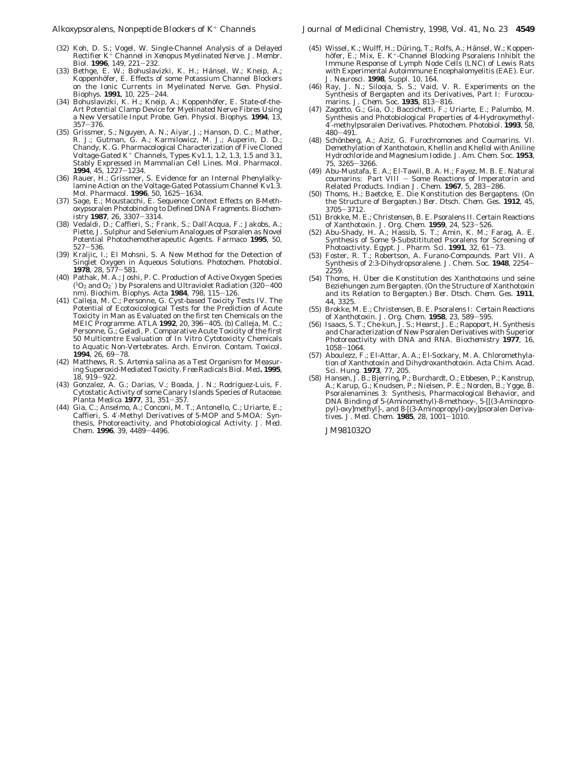(32) Koh, D. S.; Vogel, W. Single-Channel Analysis of a Delayed Rectifier $K^+$ Channel in Xenopus Myelinated Nerve. *J. Membr. Biol.* **1996**, 149, 221−232.

(33) Bethge, E. W.; Bohuslavizki, K. H.; Hänsel, W.; Kneip, A.; Koppenhöfer, E. Effects of some Potassium Channel Blockers on the Ionic Currents in Myelinated Nerve. *Gen. Physiol. Biophys.* **1991**, 10, 225−244.

(34) Bohuslavizki, K. H.; Kneip, A.; Koppenhöfer, E. State-of-the-Art Potential Clamp Device for Myelinated Nerve Fibres Using a New Versatile Input Probe. *Gen. Physiol. Biophys.* **1994**, 13, 357−376.

(35) Grissmer, S.; Nguyen, A. N.; Aiyar, J.; Hanson, D. C.; Mather, R. J.; Gutman, G. A.; Karmilowicz, M. J.; Auperin, D. D.; Chandy, K. G. Pharmacological Characterization of Five Cloned Voltage-Gated $K^+$ Channels, Types Kv1.1, 1.2, 1.3, 1.5 and 3.1, Stably Expressed in Mammalian Cell Lines. *Mol. Pharmacol.* **1994**, 45, 1227−1234.

(36) Rauer, H.; Grissmer, S. Evidence for an Internal Phenylalkylamine Action on the Voltage-Gated Potassium Channel Kv1.3. *Mol. Pharmacol.* **1996**, 50, 1625−1634.

(37) Sage, E.; Moustacchi, E. Sequence Context Effects on 8-Methoxypsoralen Photobinding to Defined DNA Fragments. *Biochemistry* **1987**, 26, 3307−3314.

(38) Vedaldi, D.; Caffieri, S.; Frank, S.; Dall'Acqua, F.; Jakobs, A.; Piette, J. Sulphur and Selenium Analogues of Psoralen as Novel Potential Photochemotherapeutic Agents. *Farmaco* **1995**, 50, 527−536.

(39) Kraljic, I.; El Mohsni, S. A New Method for the Detection of Singlet Oxygen in Aqueous Solutions. *Photochem. Photobiol.* **1978**, 28, 577−581.

(40) Pathak, M. A.; Joshi, P. C. Production of Active Oxygen Species ($^1O_2$ and $O_2^-$) by Psoralens and Ultraviolet Radiation (320−400 nm). *Biochim. Biophys. Acta* **1984**, 798, 115−126.

(41) Calleja, M. C.; Personne, G. Cyst-based Toxicity Tests IV. The Potential of Ecotoxicological Tests for the Prediction of Acute Toxicity in Man as Evaluated on the first ten Chemicals on the MEIC Programme. *ATLA* **1992**, 20, 396−405. (b) Calleja, M. C.; Personne, G.; Geladi, P. Comparative Acute Toxicity of the first 50 Multicentre Evaluation of In Vitro Cytotoxicity Chemicals to Aquatic Non-Vertebrates. *Arch. Environ. Contam. Toxicol.* **1994**, 26, 69−78.

(42) Matthews, R. S. Artemia salina as a Test Organism for Measuring Superoxid-Mediated Toxicity. *Free Radicals Biol. Med.* **1995**, 18, 919−922.

(43) Gonzalez, A. G.; Darias, V.; Boada, J. N.; Rodriguez-Luis, F. Cytostatic Activity of some Canary Islands Species of Rutaceae. *Planta Medica* **1977**, 31, 351−357.

(44) Gia, C.; Anselmo, A.; Conconi, M. T.; Antonello, C.; Uriarte, E.; Caffieri, S. 4'-Methyl Derivatives of 5-MOP and 5-MOA: Synthesis, Photoreactivity, and Photobiological Activity. *J. Med. Chem.* **1996**, 39, 4489−4496.

(45) Wissel, K.; Wulff, H.; Düring, T.; Rolfs, A.; Hänsel, W.; Koppenhöfer, E.; Mix, E. $K^+$-Channel Blocking Psoralens Inhibit the Immune Response of Lymph Node Cells (LNC) of Lewis Rats with Experimental Autoimmune Encephalomyelitis (EAE). *Eur. J. Neurosci.* **1998**, Suppl. 10, 164.

(46) Ray, J. N.; Silooja, S. S.; Vaid, V. R. Experiments on the Synthesis of Bergapten and its Derivatives, Part I: Furocoumarins. *J. Chem. Soc.* **1935**, 813−816.

(47) Zagotto, G.; Gia, O.; Baccichetti, F.; Uriarte, E.; Palumbo, M. Synthesis and Photobiological Properties of 4-Hydroxymethyl-4'-methylpsoralen Derivatives. *Photochem. Photobiol.* **1993**, 58, 480−491.

(48) Schönberg, A.; Aziz, G. Furochromones and Coumarins. VI. Demethylation of Xanthotoxin, Khellin and Khellol with Aniline Hydrochloride and Magnesium Iodide. *J. Am. Chem. Soc.* **1953**, 75, 3265−3266.

(49) Abu-Mustafa, E. A.; El-Tawil, B. A. H.; Fayez, M. B. E. Natural coumarins: Part VIII − Some Reactions of Imperatorin and Related Products. *Indian J. Chem.* **1967**, 5, 283−286.

(50) Thoms, H.; Baetcke, E. Die Konstitution des Bergaptens. (On the Structure of Bergapten.) *Ber. Dtsch. Chem. Ges.* **1912**, 45, 3705−3712.

(51) Brokke, M. E.; Christensen, B. E. Psoralens II. Certain Reactions of Xanthotoxin. *J. Org. Chem.* **1959**, 24, 523−526.

(52) Abu-Shady, H. A.; Hassib, S. T.; Amin, K. M.; Farag, A. E. Synthesis of Some 9-Substitituted Psoralens for Screening of Photoactivity. *Egypt. J. Pharm. Sci.* **1991**, 32, 61−73.

(53) Foster, R. T.; Robertson, A. Furano-Compounds. Part VII. A Synthesis of 2:3-Dihydropsoralene. *J. Chem. Soc.* **1948**, 2254−2259.

(54) Thoms, H. Über die Konstitution des Xanthotoxins und seine Beziehungen zum Bergapten. (On the Structure of Xanthotoxin and its Relation to Bergapten.) *Ber. Dtsch. Chem. Ges.* **1911**, 44, 3325.

(55) Brokke, M. E.; Christensen, B. E. Psoralens I: Certain Reactions of Xanthotoxin. *J. Org. Chem.* **1958**, 23, 589−595.

(56) Isaacs, S. T.; Che-kun, J. S.; Hearst, J. E.; Rapoport, H. Synthesis and Characterization of New Psoralen Derivatives with Superior Photoreactivity with DNA and RNA. *Biochemistry* **1977**, 16, 1058−1064.

(57) Aboulezz, F.; El-Attar, A. A.; El-Sockary, M. A. Chloromethylation of Xanthotoxin and Dihydroxanthotoxin. *Acta Chim. Acad. Sci. Hung.* **1973**, 77, 205.

(58) Hansen, J. B.; Bjerring, P.; Burchardt, O.; Ebbesen, P.; Kanstrup, A.; Karup, G.; Knudsen, P.; Nielsen, P. E.; Norden, B.; Ygge, B. Psoralenamines 3: Synthesis, Pharmacological Behavior, and DNA Binding of 5-(Aminomethyl)-8-methoxy-, 5-[[(3-Aminopropyl)-oxy]methyl]-, and 8-[(3-Aminopropyl)-oxy]psoralen Derivatives. *J. Med. Chem.* **1985**, 28, 1001−1010.

JM981032O